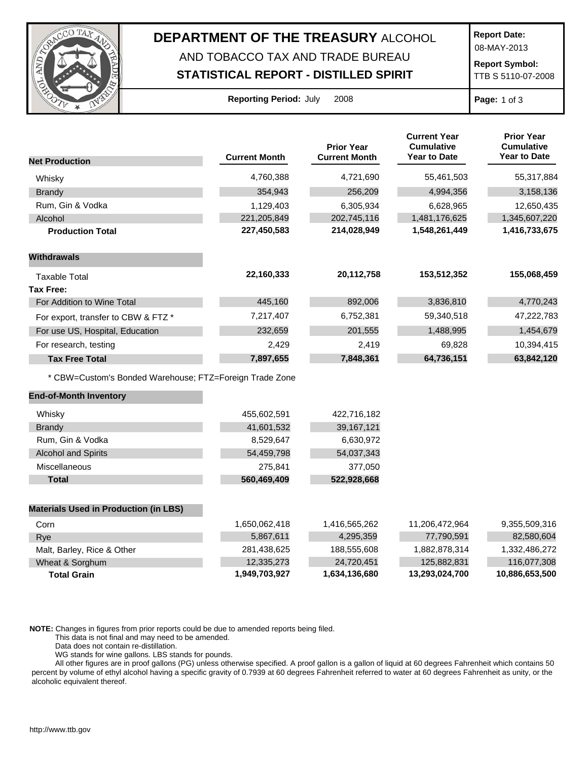# DEPARTMENT OF THE TREASURY ALCOHOL AND TOBACCO TAX AND TRADE BUREAU

## STATISTICAL REPORT - DISTILLED SPIRIT

**Report Date:** 08-MAY-2013

**Report Symbol:** TTB S 5110-07-2008

**Reporting Period:** July 2008

| **Net Production** | **Current Month** | **Prior Year Current Month** | **Current Year Cumulative Year to Date** | **Prior Year Cumulative Year to Date** |
|---|---|---|---|---|
| Whisky | 4,760,388 | 4,721,690 | 55,461,503 | 55,317,884 |
| Brandy | 354,943 | 256,209 | 4,994,356 | 3,158,136 |
| Rum, Gin & Vodka | 1,129,403 | 6,305,934 | 6,628,965 | 12,650,435 |
| Alcohol | 221,205,849 | 202,745,116 | 1,481,176,625 | 1,345,607,220 |
| **Production Total** | **227,450,583** | **214,028,949** | **1,548,261,449** | **1,416,733,675** |
| **Withdrawals** | | | | |
| Taxable Total | **22,160,333** | **20,112,758** | **153,512,352** | **155,068,459** |
| **Tax Free:** | | | | |
| For Addition to Wine Total | 445,160 | 892,006 | 3,836,810 | 4,770,243 |
| For export, transfer to CBW & FTZ * | 7,217,407 | 6,752,381 | 59,340,518 | 47,222,783 |
| For use US, Hospital, Education | 232,659 | 201,555 | 1,488,995 | 1,454,679 |
| For research, testing | 2,429 | 2,419 | 69,828 | 10,394,415 |
| **Tax Free Total** | **7,897,655** | **7,848,361** | **64,736,151** | **63,842,120** |

* CBW=Custom's Bonded Warehouse; FTZ=Foreign Trade Zone

| **End-of-Month Inventory** | **Current Month** | **Prior Year Current Month** |
|---|---|---|
| Whisky | 455,602,591 | 422,716,182 |
| Brandy | 41,601,532 | 39,167,121 |
| Rum, Gin & Vodka | 8,529,647 | 6,630,972 |
| Alcohol and Spirits | 54,459,798 | 54,037,343 |
| Miscellaneous | 275,841 | 377,050 |
| **Total** | **560,469,409** | **522,928,668** |

| **Materials Used in Production (in LBS)** | **Current Month** | **Prior Year Current Month** | **Current Year Cumulative Year to Date** | **Prior Year Cumulative Year to Date** |
|---|---|---|---|---|
| Corn | 1,650,062,418 | 1,416,565,262 | 11,206,472,964 | 9,355,509,316 |
| Rye | 5,867,611 | 4,295,359 | 77,790,591 | 82,580,604 |
| Malt, Barley, Rice & Other | 281,438,625 | 188,555,608 | 1,882,878,314 | 1,332,486,272 |
| Wheat & Sorghum | 12,335,273 | 24,720,451 | 125,882,831 | 116,077,308 |
| **Total Grain** | **1,949,703,927** | **1,634,136,680** | **13,293,024,700** | **10,886,653,500** |

**NOTE:** Changes in figures from prior reports could be due to amended reports being filed.
This data is not final and may need to be amended.
Data does not contain re-distillation.
WG stands for wine gallons. LBS stands for pounds.
All other figures are in proof gallons (PG) unless otherwise specified. A proof gallon is a gallon of liquid at 60 degrees Fahrenheit which contains 50 percent by volume of ethyl alcohol having a specific gravity of 0.7939 at 60 degrees Fahrenheit referred to water at 60 degrees Fahrenheit as unity, or the alcoholic equivalent thereof.

http://www.ttb.gov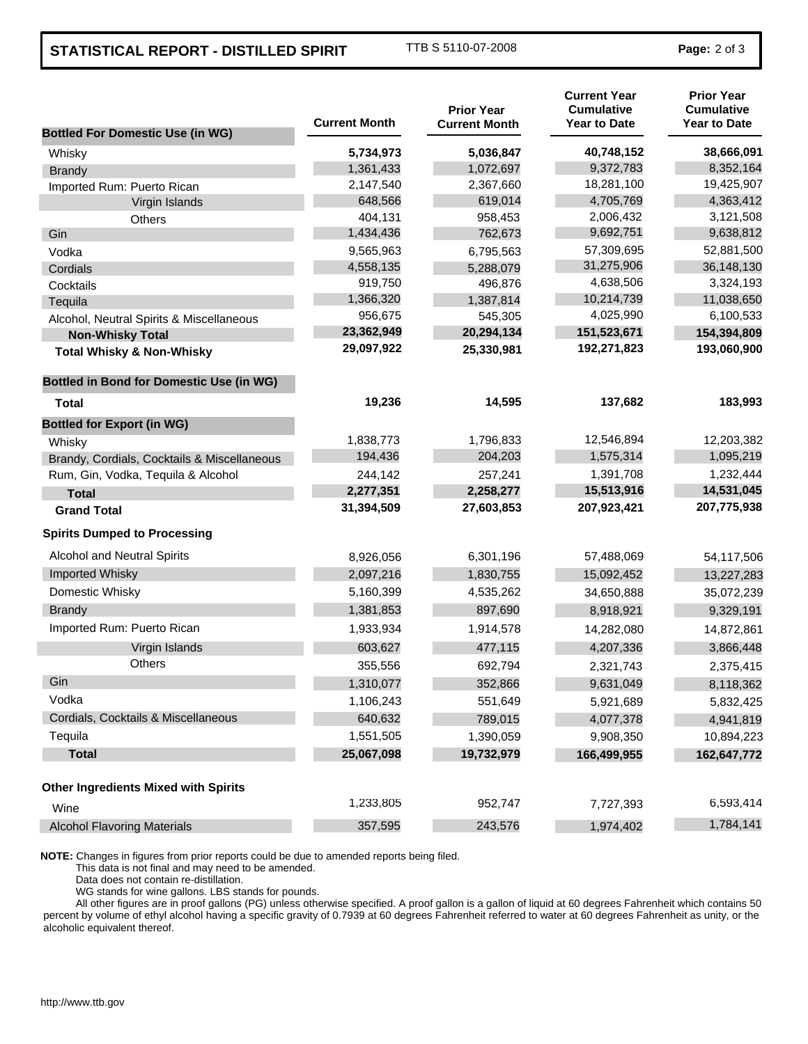# STATISTICAL REPORT - DISTILLED SPIRIT

TTB S 5110-07-2008

| Bottled For Domestic Use (in WG) | Current Month | Prior Year Current Month | Current Year Cumulative Year to Date | Prior Year Cumulative Year to Date |
|---|---|---|---|---|
| Whisky | **5,734,973** | **5,036,847** | **40,748,152** | **38,666,091** |
| Brandy | 1,361,433 | 1,072,697 | 9,372,783 | 8,352,164 |
| Imported Rum: Puerto Rican | 2,147,540 | 2,367,660 | 18,281,100 | 19,425,907 |
| Virgin Islands | 648,566 | 619,014 | 4,705,769 | 4,363,412 |
| Others | 404,131 | 958,453 | 2,006,432 | 3,121,508 |
| Gin | 1,434,436 | 762,673 | 9,692,751 | 9,638,812 |
| Vodka | 9,565,963 | 6,795,563 | 57,309,695 | 52,881,500 |
| Cordials | 4,558,135 | 5,288,079 | 31,275,906 | 36,148,130 |
| Cocktails | 919,750 | 496,876 | 4,638,506 | 3,324,193 |
| Tequila | 1,366,320 | 1,387,814 | 10,214,739 | 11,038,650 |
| Alcohol, Neutral Spirits & Miscellaneous | 956,675 | 545,305 | 4,025,990 | 6,100,533 |
| **Non-Whisky Total** | **23,362,949** | **20,294,134** | **151,523,671** | **154,394,809** |
| **Total Whisky & Non-Whisky** | **29,097,922** | **25,330,981** | **192,271,823** | **193,060,900** |
| **Bottled in Bond for Domestic Use (in WG)** | | | | |
| **Total** | **19,236** | **14,595** | **137,682** | **183,993** |
| **Bottled for Export (in WG)** | | | | |
| Whisky | 1,838,773 | 1,796,833 | 12,546,894 | 12,203,382 |
| Brandy, Cordials, Cocktails & Miscellaneous | 194,436 | 204,203 | 1,575,314 | 1,095,219 |
| Rum, Gin, Vodka, Tequila & Alcohol | 244,142 | 257,241 | 1,391,708 | 1,232,444 |
| **Total** | **2,277,351** | **2,258,277** | **15,513,916** | **14,531,045** |
| **Grand Total** | **31,394,509** | **27,603,853** | **207,923,421** | **207,775,938** |
| **Spirits Dumped to Processing** | | | | |
| Alcohol and Neutral Spirits | 8,926,056 | 6,301,196 | 57,488,069 | 54,117,506 |
| Imported Whisky | 2,097,216 | 1,830,755 | 15,092,452 | 13,227,283 |
| Domestic Whisky | 5,160,399 | 4,535,262 | 34,650,888 | 35,072,239 |
| Brandy | 1,381,853 | 897,690 | 8,918,921 | 9,329,191 |
| Imported Rum: Puerto Rican | 1,933,934 | 1,914,578 | 14,282,080 | 14,872,861 |
| Virgin Islands | 603,627 | 477,115 | 4,207,336 | 3,866,448 |
| Others | 355,556 | 692,794 | 2,321,743 | 2,375,415 |
| Gin | 1,310,077 | 352,866 | 9,631,049 | 8,118,362 |
| Vodka | 1,106,243 | 551,649 | 5,921,689 | 5,832,425 |
| Cordials, Cocktails & Miscellaneous | 640,632 | 789,015 | 4,077,378 | 4,941,819 |
| Tequila | 1,551,505 | 1,390,059 | 9,908,350 | 10,894,223 |
| **Total** | **25,067,098** | **19,732,979** | **166,499,955** | **162,647,772** |
| **Other Ingredients Mixed with Spirits** | | | | |
| Wine | 1,233,805 | 952,747 | 7,727,393 | 6,593,414 |
| Alcohol Flavoring Materials | 357,595 | 243,576 | 1,974,402 | 1,784,141 |

**NOTE:** Changes in figures from prior reports could be due to amended reports being filed.
This data is not final and may need to be amended.
Data does not contain re-distillation.
WG stands for wine gallons. LBS stands for pounds.
All other figures are in proof gallons (PG) unless otherwise specified. A proof gallon is a gallon of liquid at 60 degrees Fahrenheit which contains 50 percent by volume of ethyl alcohol having a specific gravity of 0.7939 at 60 degrees Fahrenheit referred to water at 60 degrees Fahrenheit as unity, or the alcoholic equivalent thereof.

http://www.ttb.gov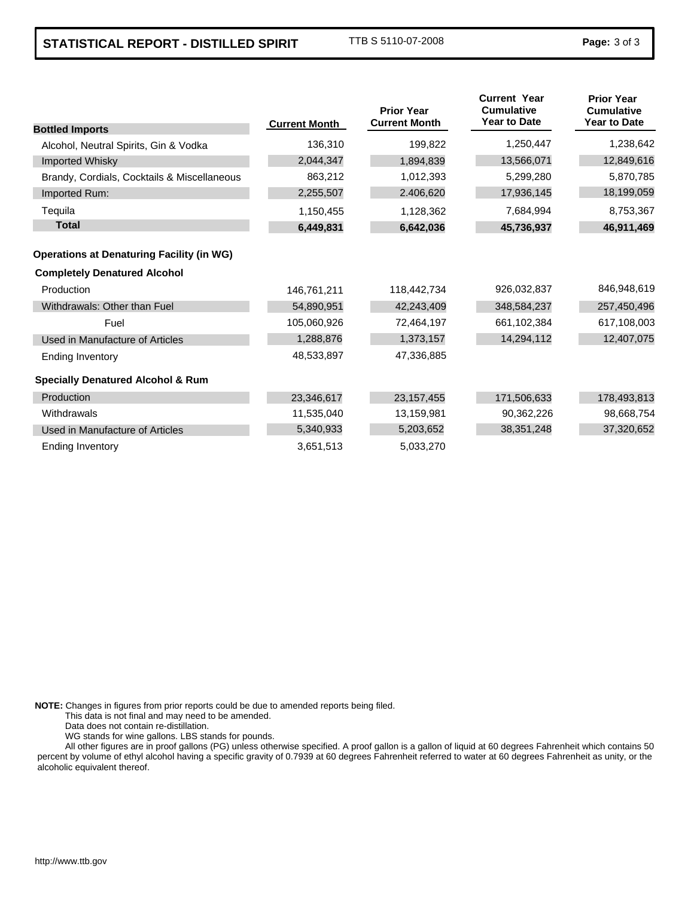## STATISTICAL REPORT - DISTILLED SPIRIT

TTB S 5110-07-2008

| Bottled Imports | Current Month | Prior Year Current Month | Current Year Cumulative Year to Date | Prior Year Cumulative Year to Date |
| --- | --- | --- | --- | --- |
| Alcohol, Neutral Spirits, Gin & Vodka | 136,310 | 199,822 | 1,250,447 | 1,238,642 |
| Imported Whisky | 2,044,347 | 1,894,839 | 13,566,071 | 12,849,616 |
| Brandy, Cordials, Cocktails & Miscellaneous | 863,212 | 1,012,393 | 5,299,280 | 5,870,785 |
| Imported Rum: | 2,255,507 | 2.406,620 | 17,936,145 | 18,199,059 |
| Tequila | 1,150,455 | 1,128,362 | 7,684,994 | 8,753,367 |
| **Total** | **6,449,831** | **6,642,036** | **45,736,937** | **46,911,469** |
| **Operations at Denaturing Facility (in WG)** | | | | |
| **Completely Denatured Alcohol** | | | | |
| Production | 146,761,211 | 118,442,734 | 926,032,837 | 846,948,619 |
| Withdrawals: Other than Fuel | 54,890,951 | 42,243,409 | 348,584,237 | 257,450,496 |
| Fuel | 105,060,926 | 72,464,197 | 661,102,384 | 617,108,003 |
| Used in Manufacture of Articles | 1,288,876 | 1,373,157 | 14,294,112 | 12,407,075 |
| Ending Inventory | 48,533,897 | 47,336,885 | | |
| **Specially Denatured Alcohol & Rum** | | | | |
| Production | 23,346,617 | 23,157,455 | 171,506,633 | 178,493,813 |
| Withdrawals | 11,535,040 | 13,159,981 | 90,362,226 | 98,668,754 |
| Used in Manufacture of Articles | 5,340,933 | 5,203,652 | 38,351,248 | 37,320,652 |
| Ending Inventory | 3,651,513 | 5,033,270 | | |

**NOTE:** Changes in figures from prior reports could be due to amended reports being filed.
This data is not final and may need to be amended.
Data does not contain re-distillation.
WG stands for wine gallons. LBS stands for pounds.
All other figures are in proof gallons (PG) unless otherwise specified. A proof gallon is a gallon of liquid at 60 degrees Fahrenheit which contains 50 percent by volume of ethyl alcohol having a specific gravity of 0.7939 at 60 degrees Fahrenheit referred to water at 60 degrees Fahrenheit as unity, or the alcoholic equivalent thereof.

http://www.ttb.gov